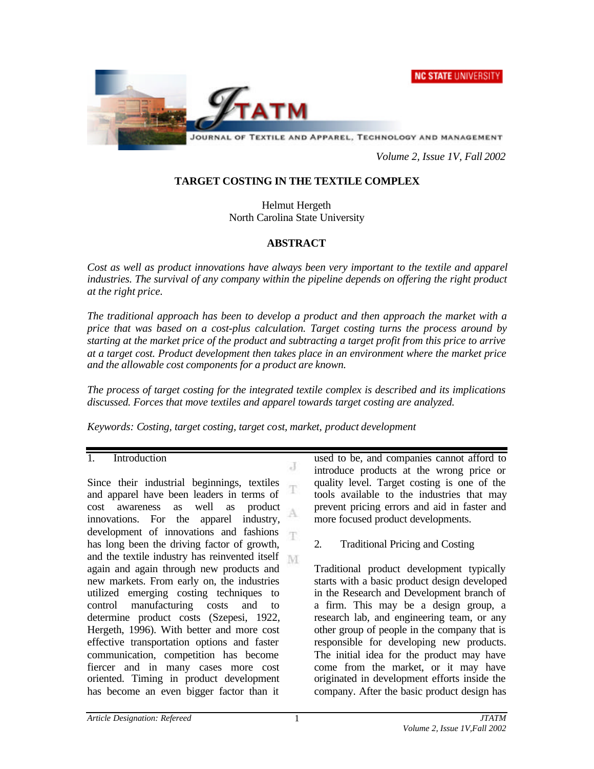# TARGET COSTING IN THE TEXTILE COMPLEX

Helmut Hergeth
North Carolina State University

## ABSTRACT

*Cost as well as product innovations have always been very important to the textile and apparel industries. The survival of any company within the pipeline depends on offering the right product at the right price.*

*The traditional approach has been to develop a product and then approach the market with a price that was based on a cost-plus calculation. Target costing turns the process around by starting at the market price of the product and subtracting a target profit from this price to arrive at a target cost. Product development then takes place in an environment where the market price and the allowable cost components for a product are known.*

*The process of target costing for the integrated textile complex is described and its implications discussed. Forces that move textiles and apparel towards target costing are analyzed.*

*Keywords: Costing, target costing, target cost, market, product development*

## 1. Introduction

Since their industrial beginnings, textiles and apparel have been leaders in terms of cost awareness as well as product innovations. For the apparel industry, development of innovations and fashions has long been the driving factor of growth, and the textile industry has reinvented itself again and again through new products and new markets. From early on, the industries utilized emerging costing techniques to control manufacturing costs and to determine product costs (Szepesi, 1922, Hergeth, 1996). With better and more cost effective transportation options and faster communication, competition has become fiercer and in many cases more cost oriented. Timing in product development has become an even bigger factor than it used to be, and companies cannot afford to introduce products at the wrong price or quality level. Target costing is one of the tools available to the industries that may prevent pricing errors and aid in faster and more focused product developments.

## 2. Traditional Pricing and Costing

Traditional product development typically starts with a basic product design developed in the Research and Development branch of a firm. This may be a design group, a research lab, and engineering team, or any other group of people in the company that is responsible for developing new products. The initial idea for the product may have come from the market, or it may have originated in development efforts inside the company. After the basic product design has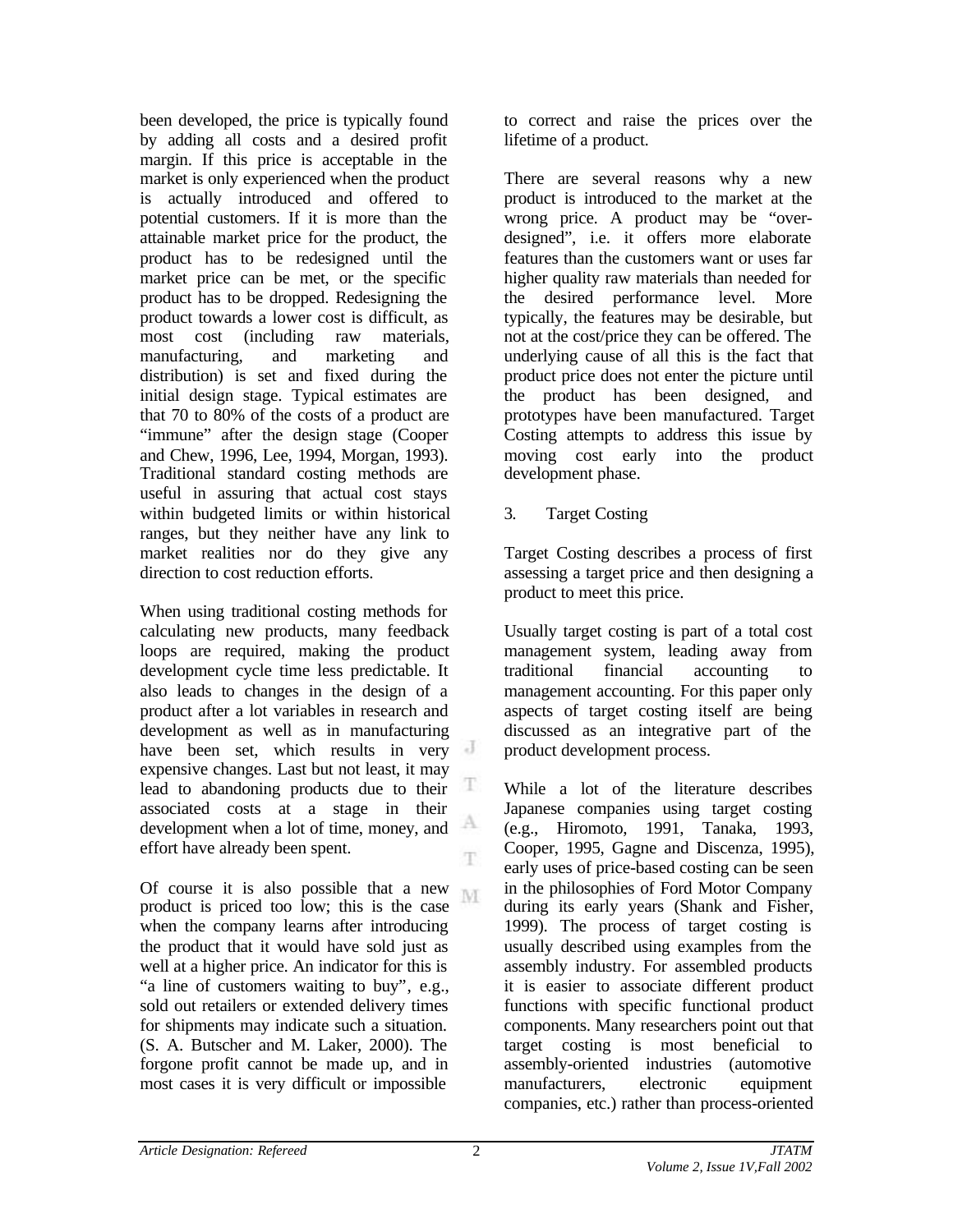been developed, the price is typically found by adding all costs and a desired profit margin. If this price is acceptable in the market is only experienced when the product is actually introduced and offered to potential customers. If it is more than the attainable market price for the product, the product has to be redesigned until the market price can be met, or the specific product has to be dropped. Redesigning the product towards a lower cost is difficult, as most cost (including raw materials, manufacturing, and marketing and distribution) is set and fixed during the initial design stage. Typical estimates are that 70 to 80% of the costs of a product are "immune" after the design stage (Cooper and Chew, 1996, Lee, 1994, Morgan, 1993). Traditional standard costing methods are useful in assuring that actual cost stays within budgeted limits or within historical ranges, but they neither have any link to market realities nor do they give any direction to cost reduction efforts.

When using traditional costing methods for calculating new products, many feedback loops are required, making the product development cycle time less predictable. It also leads to changes in the design of a product after a lot variables in research and development as well as in manufacturing have been set, which results in very expensive changes. Last but not least, it may lead to abandoning products due to their associated costs at a stage in their development when a lot of time, money, and effort have already been spent.

Of course it is also possible that a new product is priced too low; this is the case when the company learns after introducing the product that it would have sold just as well at a higher price. An indicator for this is "a line of customers waiting to buy", e.g., sold out retailers or extended delivery times for shipments may indicate such a situation. (S. A. Butscher and M. Laker, 2000). The forgone profit cannot be made up, and in most cases it is very difficult or impossible to correct and raise the prices over the lifetime of a product.

There are several reasons why a new product is introduced to the market at the wrong price. A product may be "over-designed", i.e. it offers more elaborate features than the customers want or uses far higher quality raw materials than needed for the desired performance level. More typically, the features may be desirable, but not at the cost/price they can be offered. The underlying cause of all this is the fact that product price does not enter the picture until the product has been designed, and prototypes have been manufactured. Target Costing attempts to address this issue by moving cost early into the product development phase.

## 3. Target Costing

Target Costing describes a process of first assessing a target price and then designing a product to meet this price.

Usually target costing is part of a total cost management system, leading away from traditional financial accounting to management accounting. For this paper only aspects of target costing itself are being discussed as an integrative part of the product development process.

While a lot of the literature describes Japanese companies using target costing (e.g., Hiromoto, 1991, Tanaka, 1993, Cooper, 1995, Gagne and Discenza, 1995), early uses of price-based costing can be seen in the philosophies of Ford Motor Company during its early years (Shank and Fisher, 1999). The process of target costing is usually described using examples from the assembly industry. For assembled products it is easier to associate different product functions with specific functional product components. Many researchers point out that target costing is most beneficial to assembly-oriented industries (automotive manufacturers, electronic equipment companies, etc.) rather than process-oriented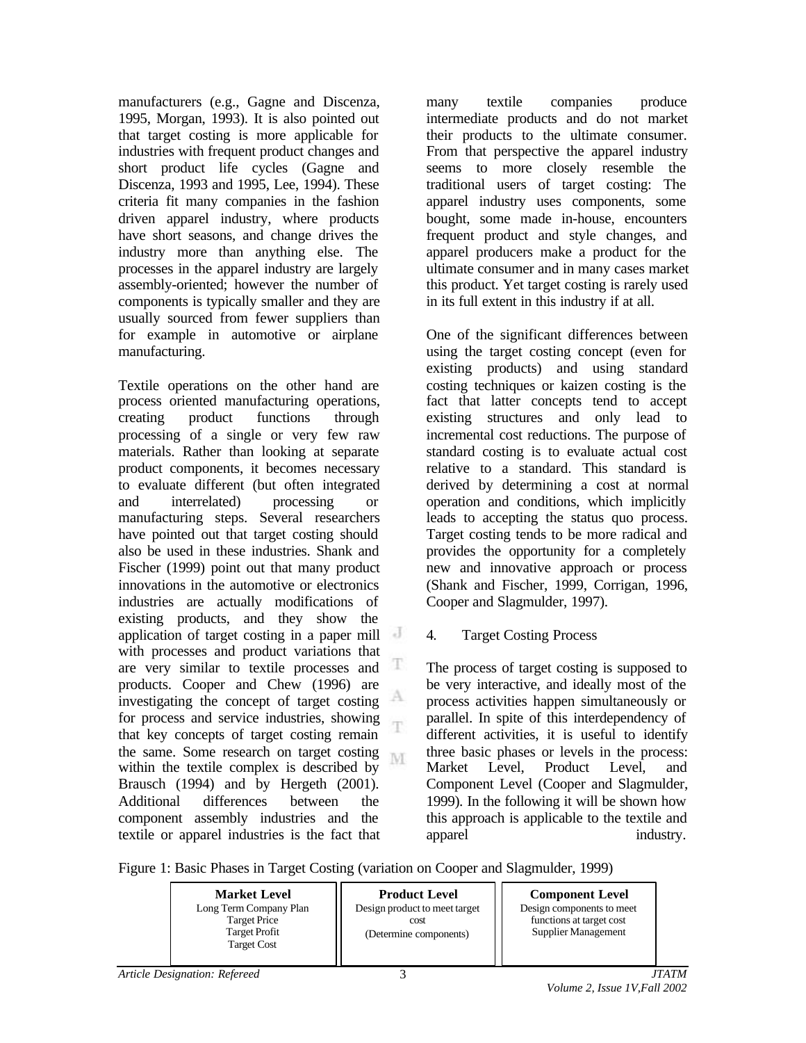manufacturers (e.g., Gagne and Discenza, 1995, Morgan, 1993). It is also pointed out that target costing is more applicable for industries with frequent product changes and short product life cycles (Gagne and Discenza, 1993 and 1995, Lee, 1994). These criteria fit many companies in the fashion driven apparel industry, where products have short seasons, and change drives the industry more than anything else. The processes in the apparel industry are largely assembly-oriented; however the number of components is typically smaller and they are usually sourced from fewer suppliers than for example in automotive or airplane manufacturing.

Textile operations on the other hand are process oriented manufacturing operations, creating product functions through processing of a single or very few raw materials. Rather than looking at separate product components, it becomes necessary to evaluate different (but often integrated and interrelated) processing or manufacturing steps. Several researchers have pointed out that target costing should also be used in these industries. Shank and Fischer (1999) point out that many product innovations in the automotive or electronics industries are actually modifications of existing products, and they show the application of target costing in a paper mill with processes and product variations that are very similar to textile processes and products. Cooper and Chew (1996) are investigating the concept of target costing for process and service industries, showing that key concepts of target costing remain the same. Some research on target costing within the textile complex is described by Brausch (1994) and by Hergeth (2001). Additional differences between the component assembly industries and the textile or apparel industries is the fact that many textile companies produce intermediate products and do not market their products to the ultimate consumer. From that perspective the apparel industry seems to more closely resemble the traditional users of target costing: The apparel industry uses components, some bought, some made in-house, encounters frequent product and style changes, and apparel producers make a product for the ultimate consumer and in many cases market this product. Yet target costing is rarely used in its full extent in this industry if at all.

One of the significant differences between using the target costing concept (even for existing products) and using standard costing techniques or kaizen costing is the fact that latter concepts tend to accept existing structures and only lead to incremental cost reductions. The purpose of standard costing is to evaluate actual cost relative to a standard. This standard is derived by determining a cost at normal operation and conditions, which implicitly leads to accepting the status quo process. Target costing tends to be more radical and provides the opportunity for a completely new and innovative approach or process (Shank and Fischer, 1999, Corrigan, 1996, Cooper and Slagmulder, 1997).

## 4. Target Costing Process

The process of target costing is supposed to be very interactive, and ideally most of the process activities happen simultaneously or parallel. In spite of this interdependency of different activities, it is useful to identify three basic phases or levels in the process: Market Level, Product Level, and Component Level (Cooper and Slagmulder, 1999). In the following it will be shown how this approach is applicable to the textile and apparel industry.

Figure 1: Basic Phases in Target Costing (variation on Cooper and Slagmulder, 1999)

| **Market Level** | **Product Level** | **Component Level** |
|---|---|---|
| Long Term Company Plan<br>Target Price<br>Target Profit<br>Target Cost | Design product to meet target cost<br>(Determine components) | Design components to meet functions at target cost<br>Supplier Management |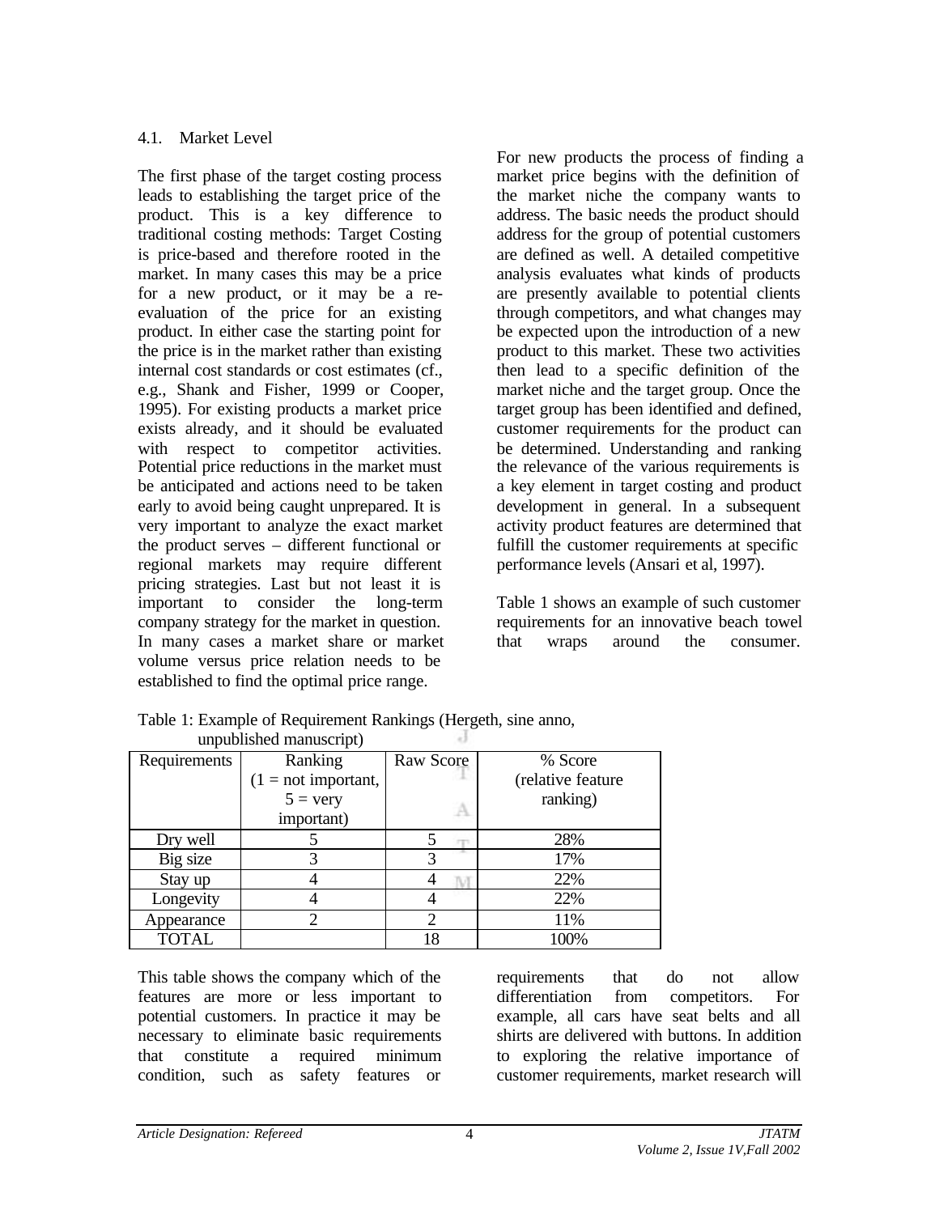## 4.1. Market Level

The first phase of the target costing process leads to establishing the target price of the product. This is a key difference to traditional costing methods: Target Costing is price-based and therefore rooted in the market. In many cases this may be a price for a new product, or it may be a re-evaluation of the price for an existing product. In either case the starting point for the price is in the market rather than existing internal cost standards or cost estimates (cf., e.g., Shank and Fisher, 1999 or Cooper, 1995). For existing products a market price exists already, and it should be evaluated with respect to competitor activities. Potential price reductions in the market must be anticipated and actions need to be taken early to avoid being caught unprepared. It is very important to analyze the exact market the product serves – different functional or regional markets may require different pricing strategies. Last but not least it is important to consider the long-term company strategy for the market in question. In many cases a market share or market volume versus price relation needs to be established to find the optimal price range.

For new products the process of finding a market price begins with the definition of the market niche the company wants to address. The basic needs the product should address for the group of potential customers are defined as well. A detailed competitive analysis evaluates what kinds of products are presently available to potential clients through competitors, and what changes may be expected upon the introduction of a new product to this market. These two activities then lead to a specific definition of the market niche and the target group. Once the target group has been identified and defined, customer requirements for the product can be determined. Understanding and ranking the relevance of the various requirements is a key element in target costing and product development in general. In a subsequent activity product features are determined that fulfill the customer requirements at specific performance levels (Ansari et al, 1997).

Table 1 shows an example of such customer requirements for an innovative beach towel that wraps around the consumer.

Table 1: Example of Requirement Rankings (Hergeth, sine anno, unpublished manuscript)

| Requirements | Ranking (1 = not important, 5 = very important) | Raw Score | % Score (relative feature ranking) |
|---|---|---|---|
| Dry well | 5 | 5 | 28% |
| Big size | 3 | 3 | 17% |
| Stay up | 4 | 4 | 22% |
| Longevity | 4 | 4 | 22% |
| Appearance | 2 | 2 | 11% |
| TOTAL | | 18 | 100% |

This table shows the company which of the features are more or less important to potential customers. In practice it may be necessary to eliminate basic requirements that constitute a required minimum condition, such as safety features or requirements that do not allow differentiation from competitors. For example, all cars have seat belts and all shirts are delivered with buttons. In addition to exploring the relative importance of customer requirements, market research will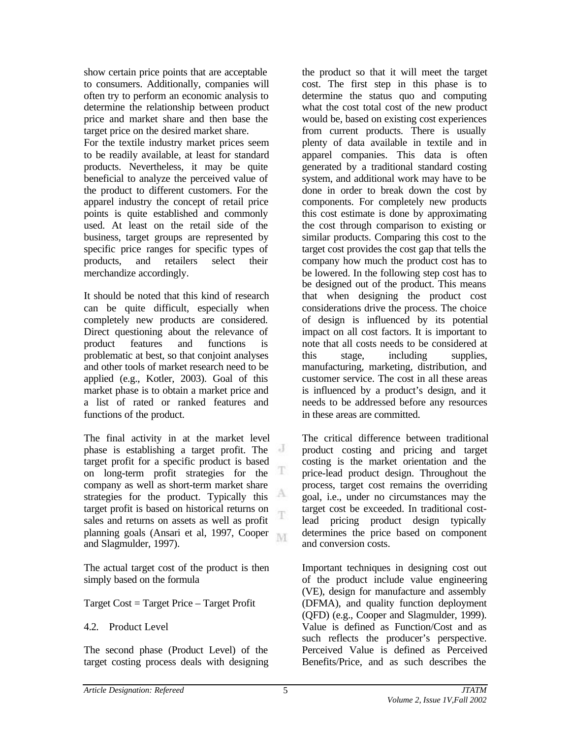show certain price points that are acceptable to consumers. Additionally, companies will often try to perform an economic analysis to determine the relationship between product price and market share and then base the target price on the desired market share.
For the textile industry market prices seem to be readily available, at least for standard products. Nevertheless, it may be quite beneficial to analyze the perceived value of the product to different customers. For the apparel industry the concept of retail price points is quite established and commonly used. At least on the retail side of the business, target groups are represented by specific price ranges for specific types of products, and retailers select their merchandize accordingly.

It should be noted that this kind of research can be quite difficult, especially when completely new products are considered. Direct questioning about the relevance of product features and functions is problematic at best, so that conjoint analyses and other tools of market research need to be applied (e.g., Kotler, 2003). Goal of this market phase is to obtain a market price and a list of rated or ranked features and functions of the product.

The final activity in at the market level phase is establishing a target profit. The target profit for a specific product is based on long-term profit strategies for the company as well as short-term market share strategies for the product. Typically this target profit is based on historical returns on sales and returns on assets as well as profit planning goals (Ansari et al, 1997, Cooper and Slagmulder, 1997).

The actual target cost of the product is then simply based on the formula

Target Cost = Target Price – Target Profit

## 4.2. Product Level

The second phase (Product Level) of the target costing process deals with designing the product so that it will meet the target cost. The first step in this phase is to determine the status quo and computing what the cost total cost of the new product would be, based on existing cost experiences from current products. There is usually plenty of data available in textile and in apparel companies. This data is often generated by a traditional standard costing system, and additional work may have to be done in order to break down the cost by components. For completely new products this cost estimate is done by approximating the cost through comparison to existing or similar products. Comparing this cost to the target cost provides the cost gap that tells the company how much the product cost has to be lowered. In the following step cost has to be designed out of the product. This means that when designing the product cost considerations drive the process. The choice of design is influenced by its potential impact on all cost factors. It is important to note that all costs needs to be considered at this stage, including supplies, manufacturing, marketing, distribution, and customer service. The cost in all these areas is influenced by a product's design, and it needs to be addressed before any resources in these areas are committed.

The critical difference between traditional product costing and pricing and target costing is the market orientation and the price-lead product design. Throughout the process, target cost remains the overriding goal, i.e., under no circumstances may the target cost be exceeded. In traditional cost-lead pricing product design typically determines the price based on component and conversion costs.

Important techniques in designing cost out of the product include value engineering (VE), design for manufacture and assembly (DFMA), and quality function deployment (QFD) (e.g., Cooper and Slagmulder, 1999). Value is defined as Function/Cost and as such reflects the producer's perspective. Perceived Value is defined as Perceived Benefits/Price, and as such describes the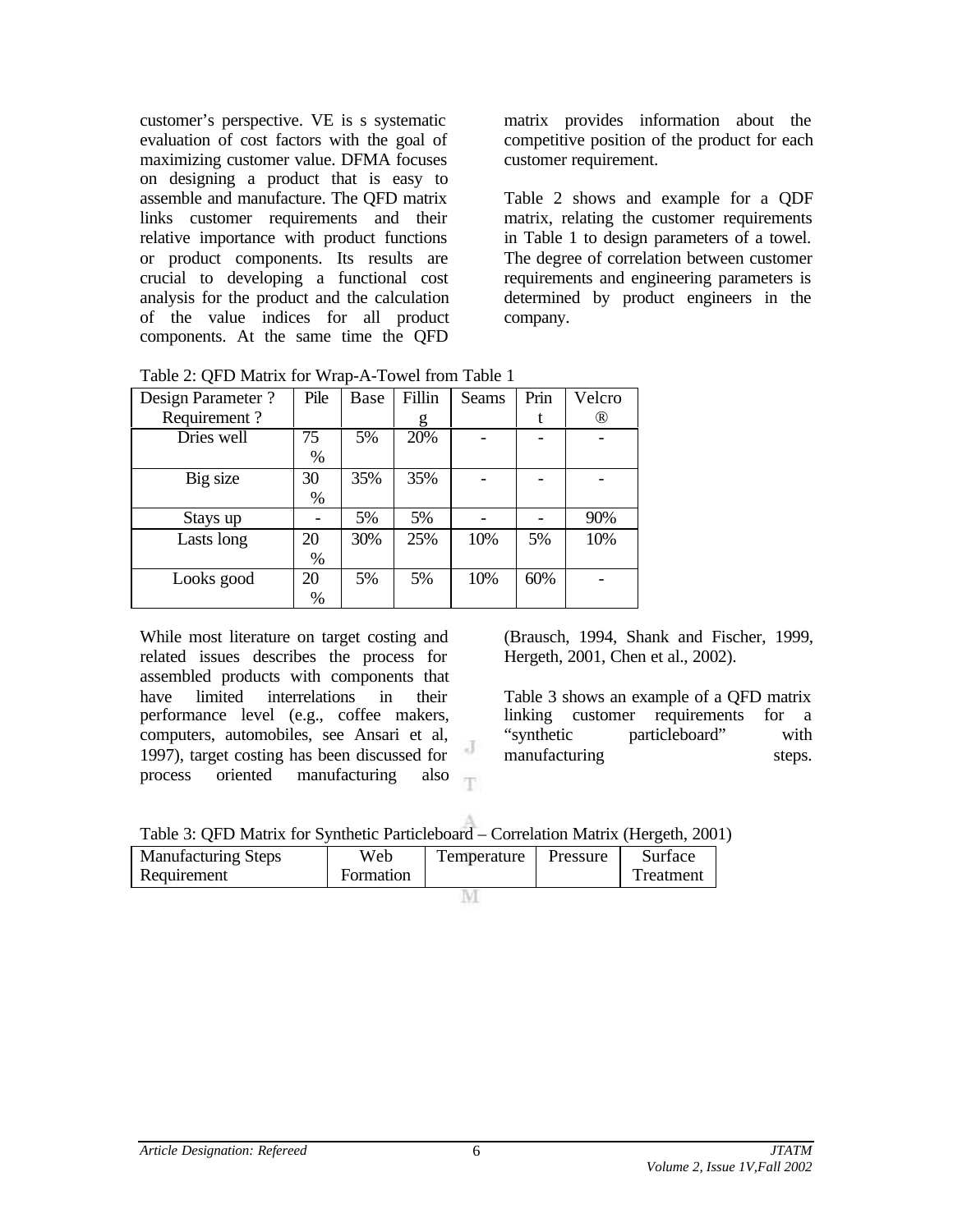customer's perspective. VE is s systematic evaluation of cost factors with the goal of maximizing customer value. DFMA focuses on designing a product that is easy to assemble and manufacture. The QFD matrix links customer requirements and their relative importance with product functions or product components. Its results are crucial to developing a functional cost analysis for the product and the calculation of the value indices for all product components. At the same time the QFD matrix provides information about the competitive position of the product for each customer requirement.

Table 2 shows and example for a QDF matrix, relating the customer requirements in Table 1 to design parameters of a towel. The degree of correlation between customer requirements and engineering parameters is determined by product engineers in the company.

Table 2: QFD Matrix for Wrap-A-Towel from Table 1

| Design Parameter ? Requirement ? | Pile | Base | Filling | Seams | Print | Velcro® |
|---|---|---|---|---|---|---|
| Dries well | 75% | 5% | 20% | - | - | - |
| Big size | 30% | 35% | 35% | - | - | - |
| Stays up | - | 5% | 5% | - | - | 90% |
| Lasts long | 20% | 30% | 25% | 10% | 5% | 10% |
| Looks good | 20% | 5% | 5% | 10% | 60% | - |

While most literature on target costing and related issues describes the process for assembled products with components that have limited interrelations in their performance level (e.g., coffee makers, computers, automobiles, see Ansari et al, 1997), target costing has been discussed for process oriented manufacturing also (Brausch, 1994, Shank and Fischer, 1999, Hergeth, 2001, Chen et al., 2002).

Table 3 shows an example of a QFD matrix linking customer requirements for a "synthetic particleboard" with manufacturing steps.

Table 3: QFD Matrix for Synthetic Particleboard – Correlation Matrix (Hergeth, 2001)

| Manufacturing Steps Requirement | Web Formation | Temperature | Pressure | Surface Treatment |
|---|---|---|---|---|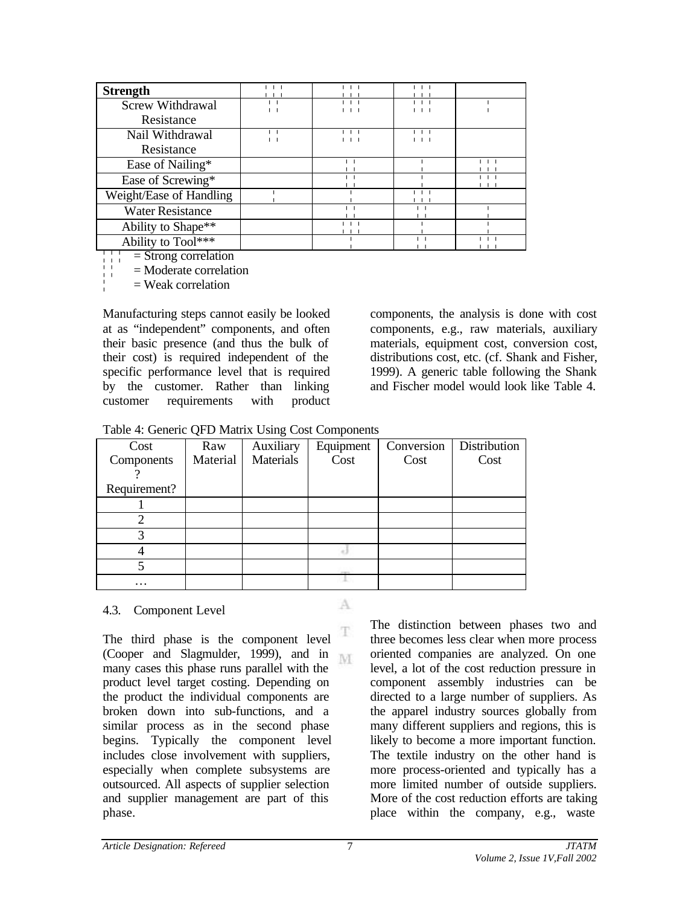| **Strength** | ¦¦¦ | ¦¦¦ | ¦¦¦ | |
|---|---|---|---|---|
| Screw Withdrawal Resistance | ¦¦ | ¦¦¦ | ¦¦¦ | ¦ |
| Nail Withdrawal Resistance | ¦¦ | ¦¦¦ | ¦¦¦ | |
| Ease of Nailing* | | ¦¦ | ¦ | ¦¦¦ |
| Ease of Screwing* | | ¦¦ | ¦ | ¦¦¦ |
| Weight/Ease of Handling | ¦ | ¦ | ¦¦¦ | |
| Water Resistance | | ¦¦ | ¦¦ | ¦ |
| Ability to Shape** | | ¦¦¦ | ¦ | ¦ |
| Ability to Tool*** | | ¦ | ¦¦ | ¦¦¦ |

¦¦¦ = Strong correlation
¦¦ = Moderate correlation
¦ = Weak correlation

Manufacturing steps cannot easily be looked at as "independent" components, and often their basic presence (and thus the bulk of their cost) is required independent of the specific performance level that is required by the customer. Rather than linking customer requirements with product components, the analysis is done with cost components, e.g., raw materials, auxiliary materials, equipment cost, conversion cost, distributions cost, etc. (cf. Shank and Fisher, 1999). A generic table following the Shank and Fischer model would look like Table 4.

Table 4: Generic QFD Matrix Using Cost Components

| Cost Components ? Requirement? | Raw Material | Auxiliary Materials | Equipment Cost | Conversion Cost | Distribution Cost |
|---|---|---|---|---|---|
| 1 | | | | | |
| 2 | | | | | |
| 3 | | | | | |
| 4 | | | | | |
| 5 | | | | | |
| … | | | | | |

### 4.3. Component Level

The third phase is the component level (Cooper and Slagmulder, 1999), and in many cases this phase runs parallel with the product level target costing. Depending on the product the individual components are broken down into sub-functions, and a similar process as in the second phase begins. Typically the component level includes close involvement with suppliers, especially when complete subsystems are outsourced. All aspects of supplier selection and supplier management are part of this phase.

The distinction between phases two and three becomes less clear when more process oriented companies are analyzed. On one level, a lot of the cost reduction pressure in component assembly industries can be directed to a large number of suppliers. As the apparel industry sources globally from many different suppliers and regions, this is likely to become a more important function. The textile industry on the other hand is more process-oriented and typically has a more limited number of outside suppliers. More of the cost reduction efforts are taking place within the company, e.g., waste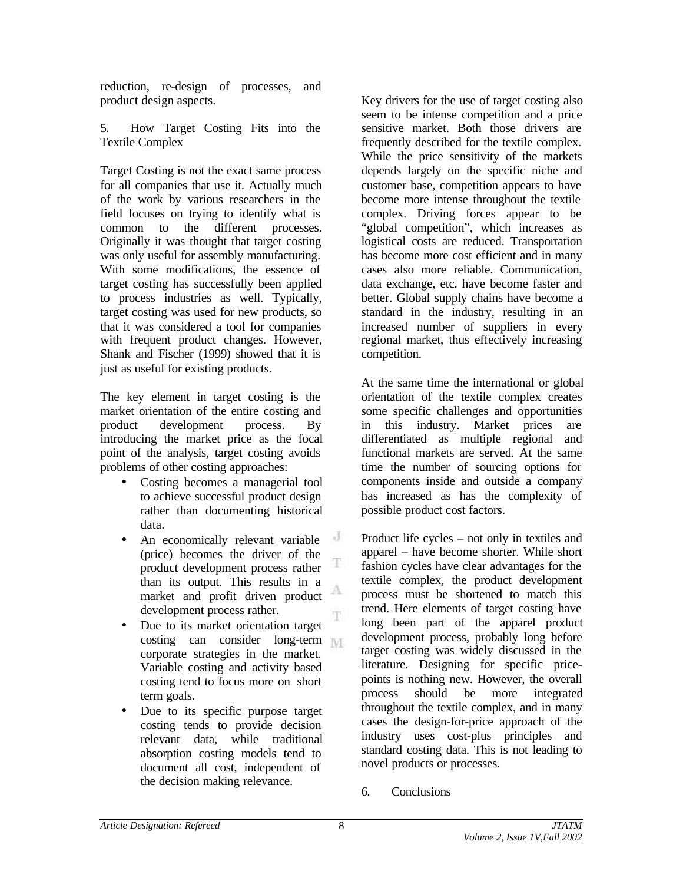reduction, re-design of processes, and product design aspects.

## 5. How Target Costing Fits into the Textile Complex

Target Costing is not the exact same process for all companies that use it. Actually much of the work by various researchers in the field focuses on trying to identify what is common to the different processes. Originally it was thought that target costing was only useful for assembly manufacturing. With some modifications, the essence of target costing has successfully been applied to process industries as well. Typically, target costing was used for new products, so that it was considered a tool for companies with frequent product changes. However, Shank and Fischer (1999) showed that it is just as useful for existing products.

The key element in target costing is the market orientation of the entire costing and product development process. By introducing the market price as the focal point of the analysis, target costing avoids problems of other costing approaches:

- Costing becomes a managerial tool to achieve successful product design rather than documenting historical data.
- An economically relevant variable (price) becomes the driver of the product development process rather than its output. This results in a market and profit driven product development process rather.
- Due to its market orientation target costing can consider long-term corporate strategies in the market. Variable costing and activity based costing tend to focus more on short term goals.
- Due to its specific purpose target costing tends to provide decision relevant data, while traditional absorption costing models tend to document all cost, independent of the decision making relevance.

Key drivers for the use of target costing also seem to be intense competition and a price sensitive market. Both those drivers are frequently described for the textile complex. While the price sensitivity of the markets depends largely on the specific niche and customer base, competition appears to have become more intense throughout the textile complex. Driving forces appear to be "global competition", which increases as logistical costs are reduced. Transportation has become more cost efficient and in many cases also more reliable. Communication, data exchange, etc. have become faster and better. Global supply chains have become a standard in the industry, resulting in an increased number of suppliers in every regional market, thus effectively increasing competition.

At the same time the international or global orientation of the textile complex creates some specific challenges and opportunities in this industry. Market prices are differentiated as multiple regional and functional markets are served. At the same time the number of sourcing options for components inside and outside a company has increased as has the complexity of possible product cost factors.

Product life cycles – not only in textiles and apparel – have become shorter. While short fashion cycles have clear advantages for the textile complex, the product development process must be shortened to match this trend. Here elements of target costing have long been part of the apparel product development process, probably long before target costing was widely discussed in the literature. Designing for specific price-points is nothing new. However, the overall process should be more integrated throughout the textile complex, and in many cases the design-for-price approach of the industry uses cost-plus principles and standard costing data. This is not leading to novel products or processes.

## 6. Conclusions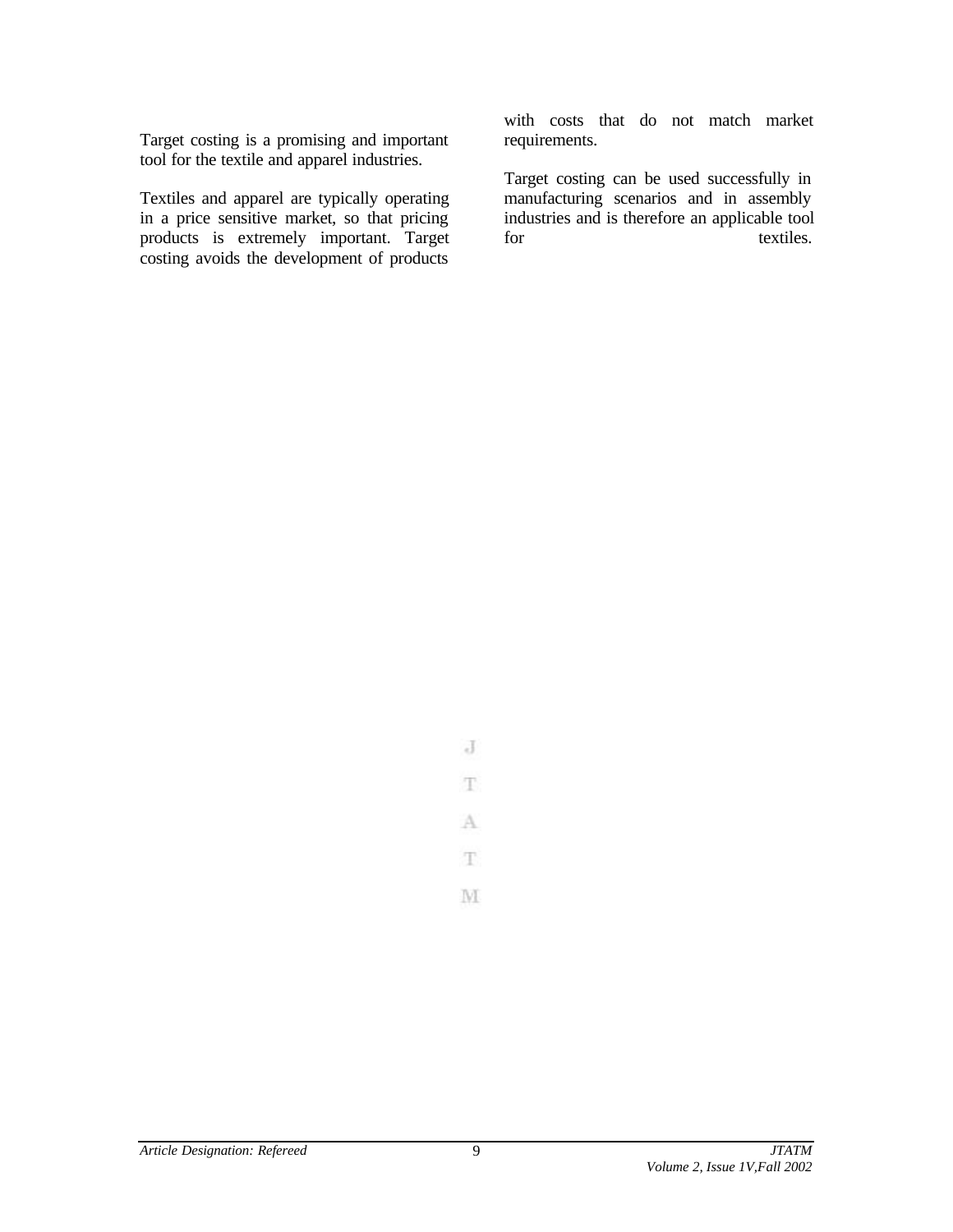Target costing is a promising and important tool for the textile and apparel industries.

Textiles and apparel are typically operating in a price sensitive market, so that pricing products is extremely important. Target costing avoids the development of products with costs that do not match market requirements.

Target costing can be used successfully in manufacturing scenarios and in assembly industries and is therefore an applicable tool for textiles.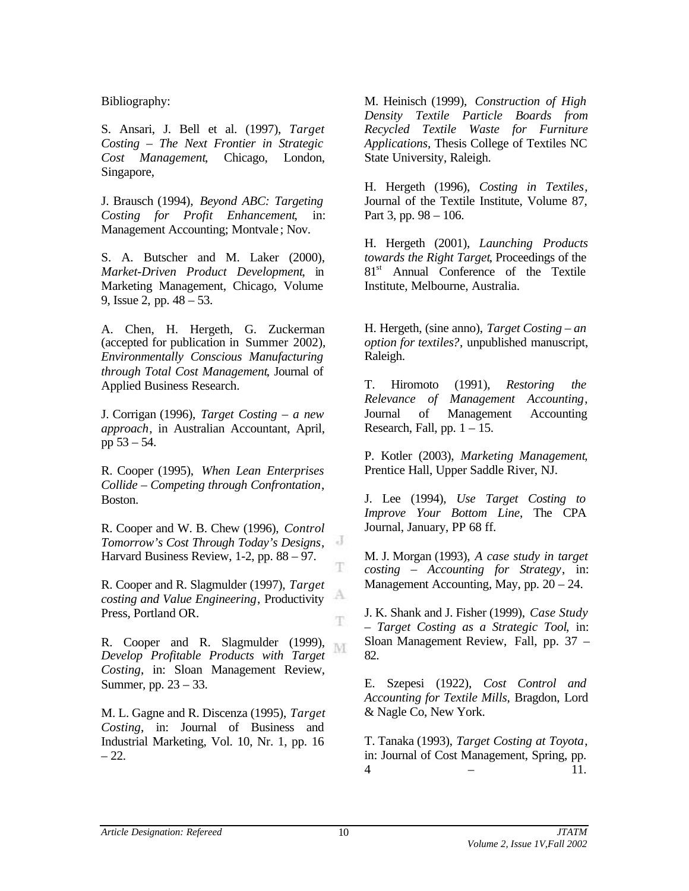Bibliography:

S. Ansari, J. Bell et al. (1997), *Target Costing – The Next Frontier in Strategic Cost Management*, Chicago, London, Singapore,

J. Brausch (1994), *Beyond ABC: Targeting Costing for Profit Enhancement*, in: Management Accounting; Montvale ; Nov.

S. A. Butscher and M. Laker (2000), *Market-Driven Product Development*, in Marketing Management, Chicago, Volume 9, Issue 2, pp. 48 – 53.

A. Chen, H. Hergeth, G. Zuckerman (accepted for publication in Summer 2002), *Environmentally Conscious Manufacturing through Total Cost Management*, Journal of Applied Business Research.

J. Corrigan (1996), *Target Costing – a new approach*, in Australian Accountant, April, pp 53 – 54.

R. Cooper (1995), *When Lean Enterprises Collide – Competing through Confrontation*, Boston.

R. Cooper and W. B. Chew (1996), *Control Tomorrow's Cost Through Today's Designs*, Harvard Business Review, 1-2, pp. 88 – 97.

R. Cooper and R. Slagmulder (1997), *Target costing and Value Engineering*, Productivity Press, Portland OR.

R. Cooper and R. Slagmulder (1999), *Develop Profitable Products with Target Costing*, in: Sloan Management Review, Summer, pp. 23 – 33.

M. L. Gagne and R. Discenza (1995), *Target Costing*, in: Journal of Business and Industrial Marketing, Vol. 10, Nr. 1, pp. 16 – 22.

M. Heinisch (1999), *Construction of High Density Textile Particle Boards from Recycled Textile Waste for Furniture Applications*, Thesis College of Textiles NC State University, Raleigh.

H. Hergeth (1996), *Costing in Textiles*, Journal of the Textile Institute, Volume 87, Part 3, pp. 98 – 106.

H. Hergeth (2001), *Launching Products towards the Right Target*, Proceedings of the 81st Annual Conference of the Textile Institute, Melbourne, Australia.

H. Hergeth, (sine anno), *Target Costing – an option for textiles?*, unpublished manuscript, Raleigh.

T. Hiromoto (1991), *Restoring the Relevance of Management Accounting*, Journal of Management Accounting Research, Fall, pp. 1 – 15.

P. Kotler (2003), *Marketing Management*, Prentice Hall, Upper Saddle River, NJ.

J. Lee (1994), *Use Target Costing to Improve Your Bottom Line*, The CPA Journal, January, PP 68 ff.

M. J. Morgan (1993), *A case study in target costing – Accounting for Strategy*, in: Management Accounting, May, pp. 20 – 24.

J. K. Shank and J. Fisher (1999), *Case Study – Target Costing as a Strategic Tool*, in: Sloan Management Review, Fall, pp. 37 – 82.

E. Szepesi (1922), *Cost Control and Accounting for Textile Mills*, Bragdon, Lord & Nagle Co, New York.

T. Tanaka (1993), *Target Costing at Toyota*, in: Journal of Cost Management, Spring, pp. 4 – 11.